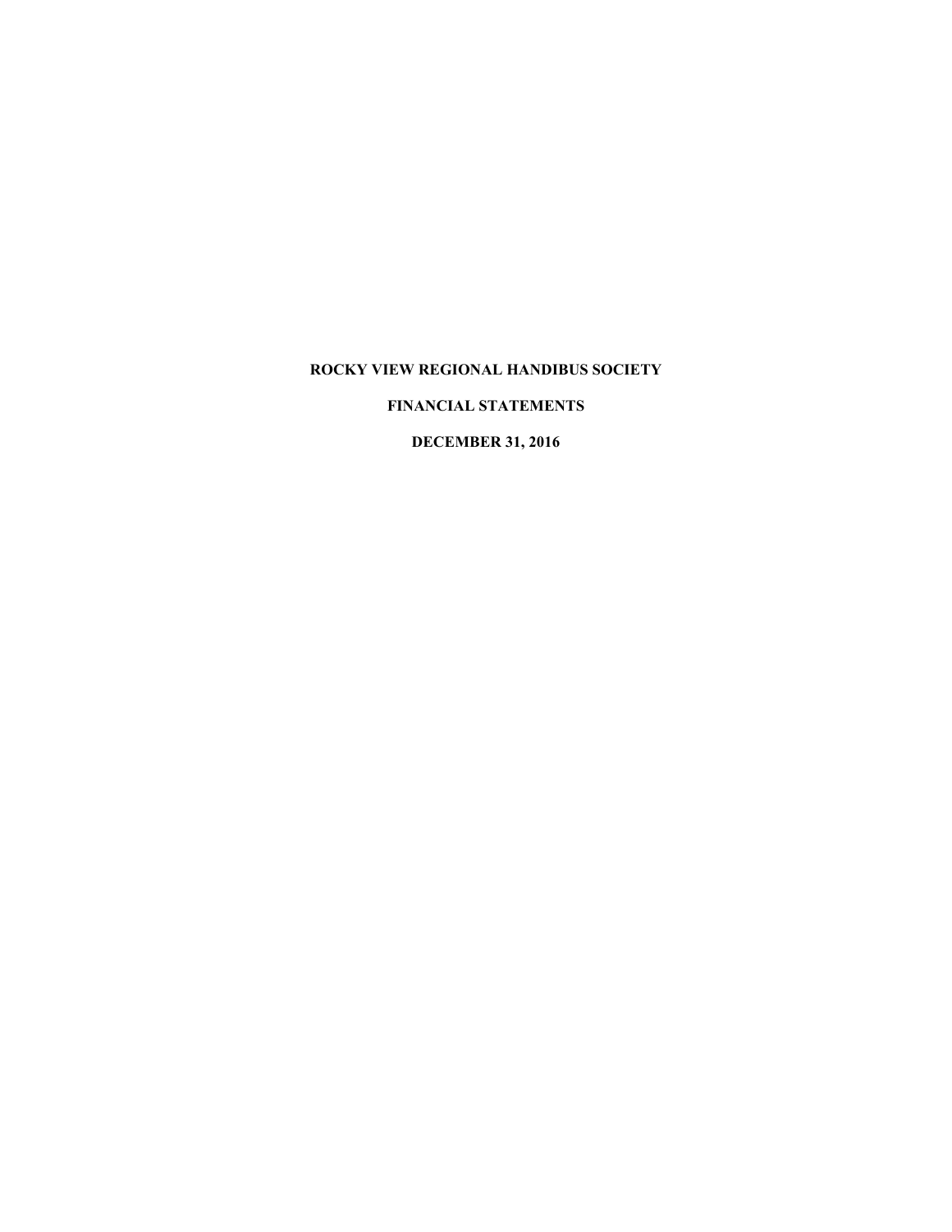# ROCKY VIEW REGIONAL HANDIBUS SOCIETY

## FINANCIAL STATEMENTS

## DECEMBER 31, 2016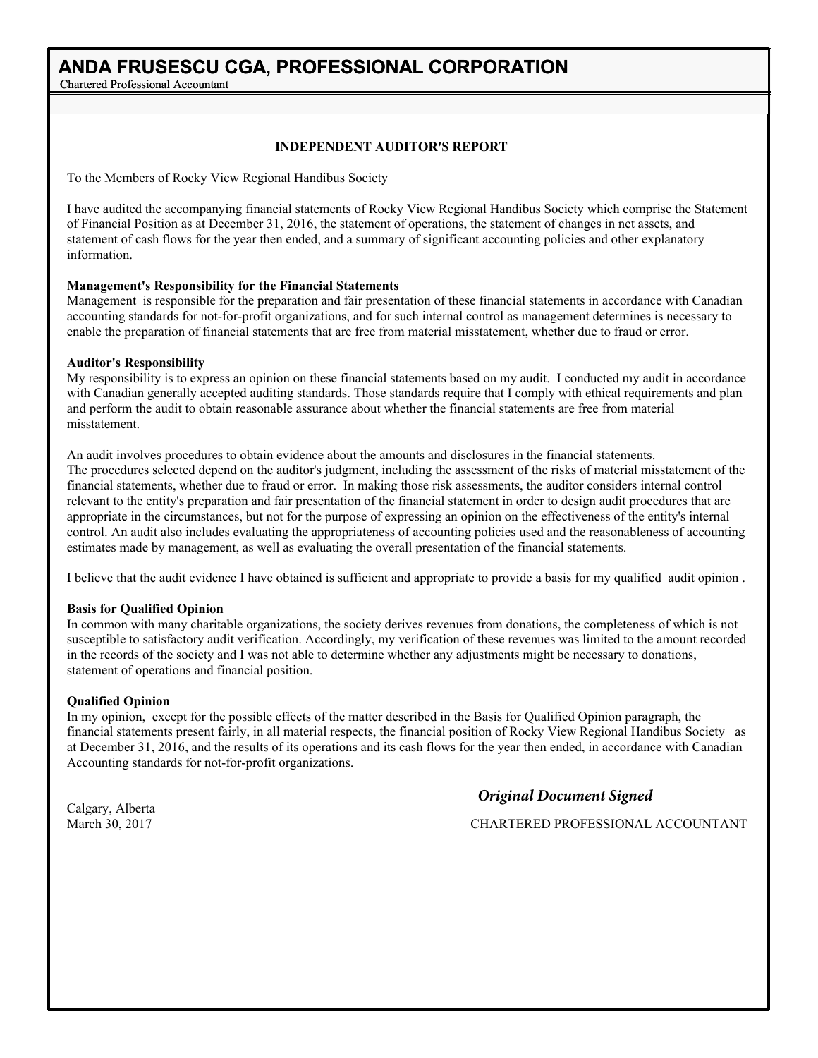# ANDA FRUSESCU CGA, PROFESSIONAL CORPORATION

Chartered Professional Accountant

## INDEPENDENT AUDITOR'S REPORT

To the Members of Rocky View Regional Handibus Society

I have audited the accompanying financial statements of Rocky View Regional Handibus Society which comprise the Statement of Financial Position as at December 31, 2016, the statement of operations, the statement of changes in net assets, and statement of cash flows for the year then ended, and a summary of significant accounting policies and other explanatory information.

**Management's Responsibility for the Financial Statements**

Management is responsible for the preparation and fair presentation of these financial statements in accordance with Canadian accounting standards for not-for-profit organizations, and for such internal control as management determines is necessary to enable the preparation of financial statements that are free from material misstatement, whether due to fraud or error.

**Auditor's Responsibility**

My responsibility is to express an opinion on these financial statements based on my audit. I conducted my audit in accordance with Canadian generally accepted auditing standards. Those standards require that I comply with ethical requirements and plan and perform the audit to obtain reasonable assurance about whether the financial statements are free from material misstatement.

An audit involves procedures to obtain evidence about the amounts and disclosures in the financial statements. The procedures selected depend on the auditor's judgment, including the assessment of the risks of material misstatement of the financial statements, whether due to fraud or error. In making those risk assessments, the auditor considers internal control relevant to the entity's preparation and fair presentation of the financial statement in order to design audit procedures that are appropriate in the circumstances, but not for the purpose of expressing an opinion on the effectiveness of the entity's internal control. An audit also includes evaluating the appropriateness of accounting policies used and the reasonableness of accounting estimates made by management, as well as evaluating the overall presentation of the financial statements.

I believe that the audit evidence I have obtained is sufficient and appropriate to provide a basis for my qualified audit opinion .

**Basis for Qualified Opinion**

In common with many charitable organizations, the society derives revenues from donations, the completeness of which is not susceptible to satisfactory audit verification. Accordingly, my verification of these revenues was limited to the amount recorded in the records of the society and I was not able to determine whether any adjustments might be necessary to donations, statement of operations and financial position.

**Qualified Opinion**

In my opinion, except for the possible effects of the matter described in the Basis for Qualified Opinion paragraph, the financial statements present fairly, in all material respects, the financial position of Rocky View Regional Handibus Society as at December 31, 2016, and the results of its operations and its cash flows for the year then ended, in accordance with Canadian Accounting standards for not-for-profit organizations.

*Original Document Signed*

Calgary, Alberta
March 30, 2017

CHARTERED PROFESSIONAL ACCOUNTANT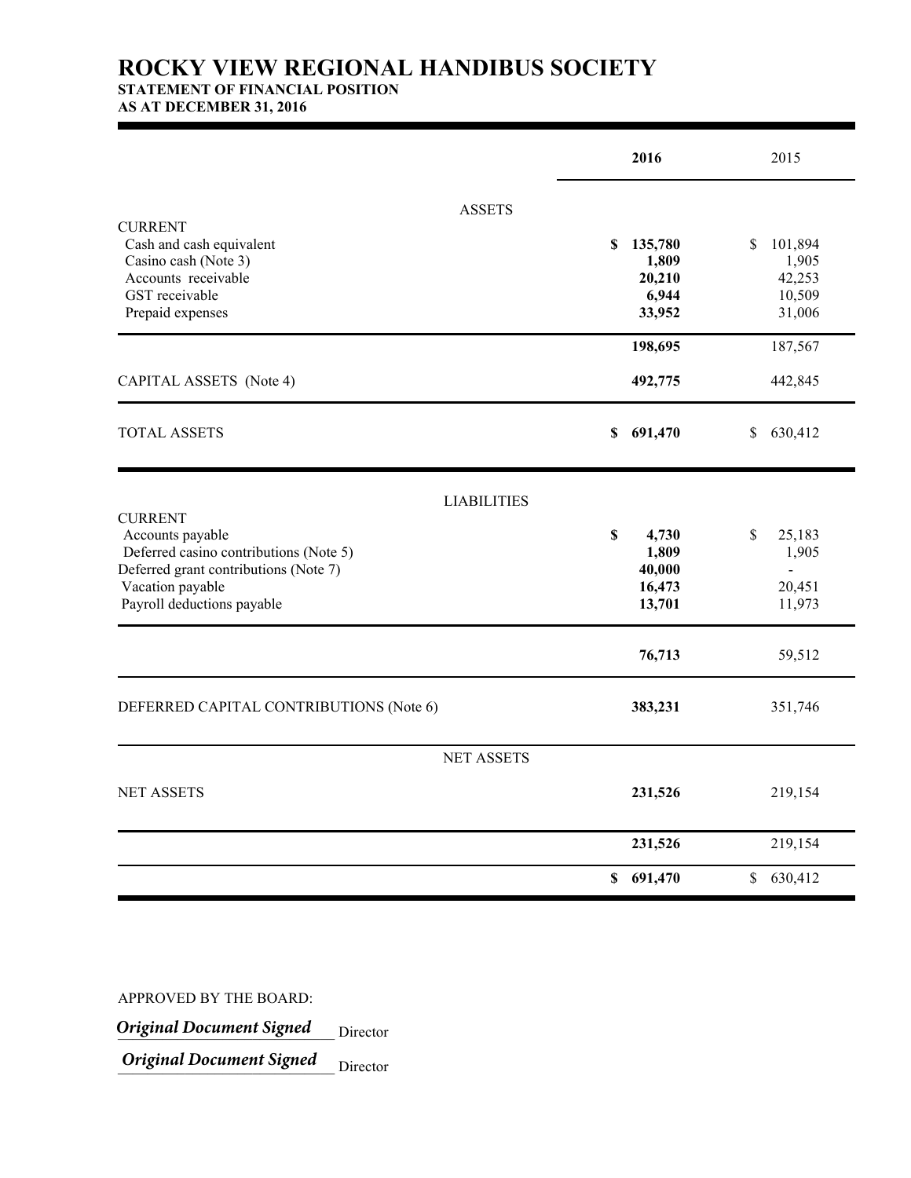# ROCKY VIEW REGIONAL HANDIBUS SOCIETY

## STATEMENT OF FINANCIAL POSITION

### AS AT DECEMBER 31, 2016

| | 2016 | 2015 |
|---|---|---|
| **ASSETS** | | |
| CURRENT | | |
| Cash and cash equivalent | **$ 135,780** | $ 101,894 |
| Casino cash (Note 3) | **1,809** | 1,905 |
| Accounts receivable | **20,210** | 42,253 |
| GST receivable | **6,944** | 10,509 |
| Prepaid expenses | **33,952** | 31,006 |
| | **198,695** | 187,567 |
| CAPITAL ASSETS (Note 4) | **492,775** | 442,845 |
| TOTAL ASSETS | **$ 691,470** | $ 630,412 |
| **LIABILITIES** | | |
| CURRENT | | |
| Accounts payable | **$ 4,730** | $ 25,183 |
| Deferred casino contributions (Note 5) | **1,809** | 1,905 |
| Deferred grant contributions (Note 7) | **40,000** | - |
| Vacation payable | **16,473** | 20,451 |
| Payroll deductions payable | **13,701** | 11,973 |
| | **76,713** | 59,512 |
| DEFERRED CAPITAL CONTRIBUTIONS (Note 6) | **383,231** | 351,746 |
| **NET ASSETS** | | |
| NET ASSETS | **231,526** | 219,154 |
| | **231,526** | 219,154 |
| | **$ 691,470** | $ 630,412 |

APPROVED BY THE BOARD:

*Original Document Signed* Director

*Original Document Signed* Director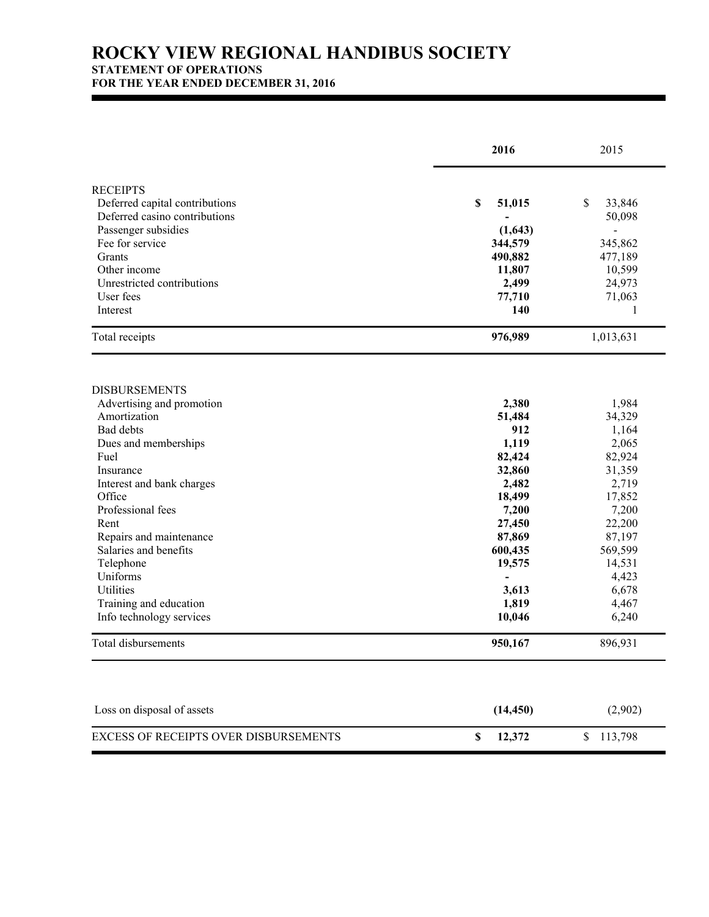# ROCKY VIEW REGIONAL HANDIBUS SOCIETY

## STATEMENT OF OPERATIONS

## FOR THE YEAR ENDED DECEMBER 31, 2016

| | **2016** | 2015 |
|---|---|---|
| RECEIPTS | | |
| Deferred capital contributions | **$ 51,015** | $ 33,846 |
| Deferred casino contributions | **-** | 50,098 |
| Passenger subsidies | **(1,643)** | - |
| Fee for service | **344,579** | 345,862 |
| Grants | **490,882** | 477,189 |
| Other income | **11,807** | 10,599 |
| Unrestricted contributions | **2,499** | 24,973 |
| User fees | **77,710** | 71,063 |
| Interest | **140** | 1 |
| Total receipts | **976,989** | 1,013,631 |
| DISBURSEMENTS | | |
| Advertising and promotion | **2,380** | 1,984 |
| Amortization | **51,484** | 34,329 |
| Bad debts | **912** | 1,164 |
| Dues and memberships | **1,119** | 2,065 |
| Fuel | **82,424** | 82,924 |
| Insurance | **32,860** | 31,359 |
| Interest and bank charges | **2,482** | 2,719 |
| Office | **18,499** | 17,852 |
| Professional fees | **7,200** | 7,200 |
| Rent | **27,450** | 22,200 |
| Repairs and maintenance | **87,869** | 87,197 |
| Salaries and benefits | **600,435** | 569,599 |
| Telephone | **19,575** | 14,531 |
| Uniforms | **-** | 4,423 |
| Utilities | **3,613** | 6,678 |
| Training and education | **1,819** | 4,467 |
| Info technology services | **10,046** | 6,240 |
| Total disbursements | **950,167** | 896,931 |
| Loss on disposal of assets | **(14,450)** | (2,902) |
| EXCESS OF RECEIPTS OVER DISBURSEMENTS | **$ 12,372** | $ 113,798 |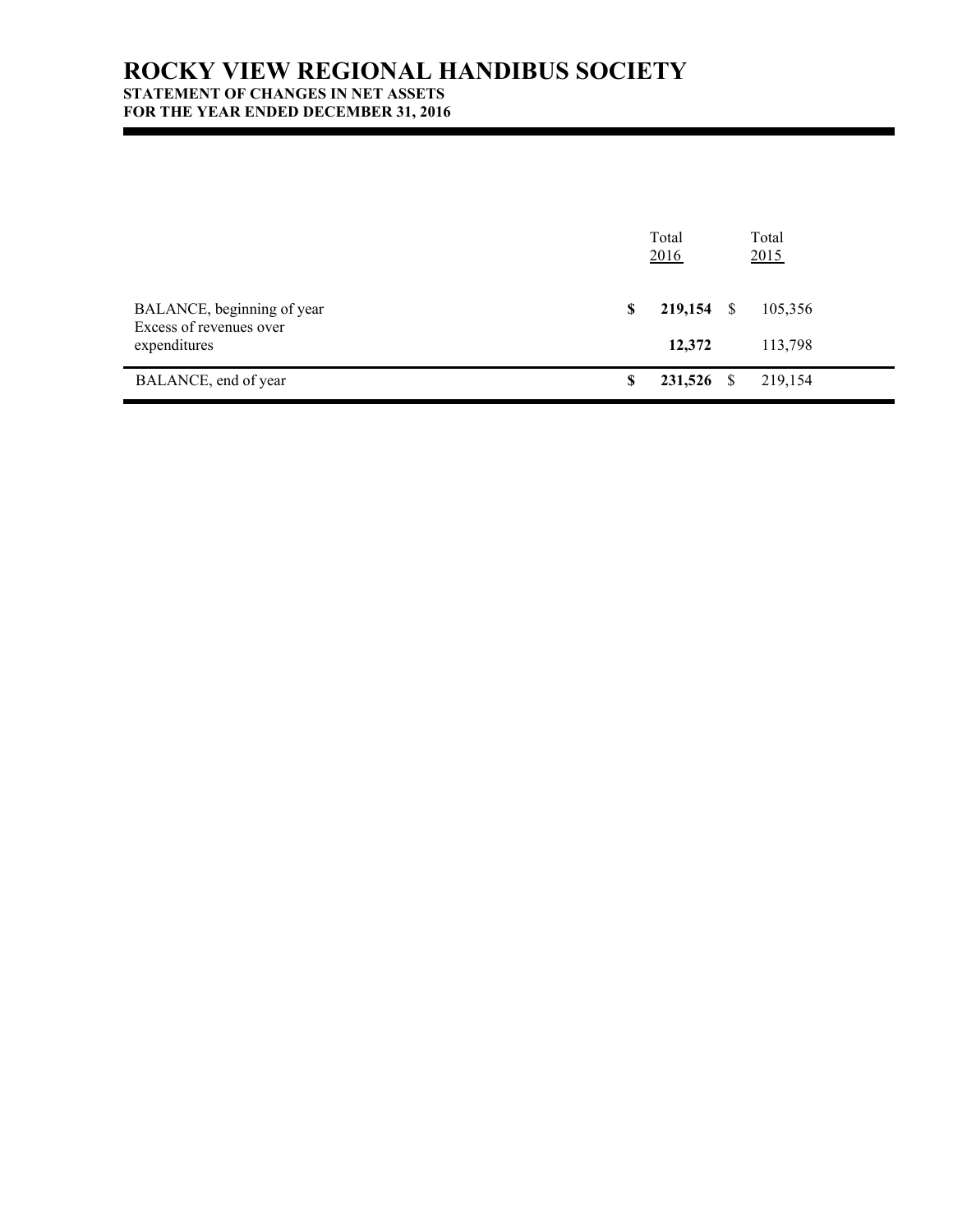# ROCKY VIEW REGIONAL HANDIBUS SOCIETY

## STATEMENT OF CHANGES IN NET ASSETS

## FOR THE YEAR ENDED DECEMBER 31, 2016

| | Total 2016 | Total 2015 |
|---|---|---|
| BALANCE, beginning of year | **$ 219,154** | $ 105,356 |
| Excess of revenues over expenditures | **12,372** | 113,798 |
| BALANCE, end of year | **$ 231,526** | $ 219,154 |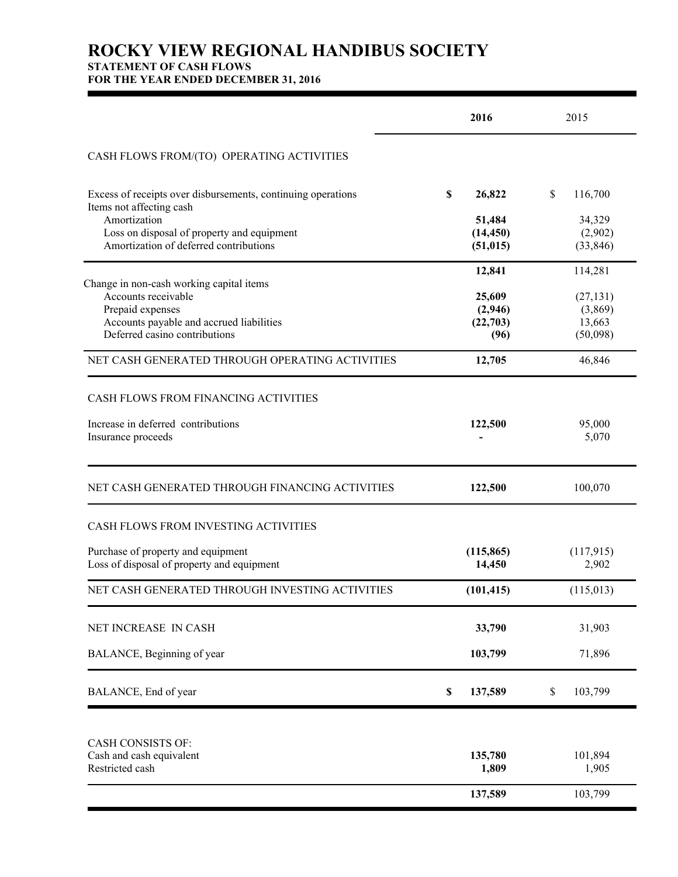# ROCKY VIEW REGIONAL HANDIBUS SOCIETY

## STATEMENT OF CASH FLOWS

### FOR THE YEAR ENDED DECEMBER 31, 2016

| | **2016** | 2015 |
|---|---|---|
| CASH FLOWS FROM/(TO) OPERATING ACTIVITIES | | |
| Excess of receipts over disbursements, continuing operations | **$ 26,822** | $ 116,700 |
| Items not affecting cash | | |
| Amortization | **51,484** | 34,329 |
| Loss on disposal of property and equipment | **(14,450)** | (2,902) |
| Amortization of deferred contributions | **(51,015)** | (33,846) |
| | **12,841** | 114,281 |
| Change in non-cash working capital items | | |
| Accounts receivable | **25,609** | (27,131) |
| Prepaid expenses | **(2,946)** | (3,869) |
| Accounts payable and accrued liabilities | **(22,703)** | 13,663 |
| Deferred casino contributions | **(96)** | (50,098) |
| NET CASH GENERATED THROUGH OPERATING ACTIVITIES | **12,705** | 46,846 |
| CASH FLOWS FROM FINANCING ACTIVITIES | | |
| Increase in deferred contributions | **122,500** | 95,000 |
| Insurance proceeds | **-** | 5,070 |
| NET CASH GENERATED THROUGH FINANCING ACTIVITIES | **122,500** | 100,070 |
| CASH FLOWS FROM INVESTING ACTIVITIES | | |
| Purchase of property and equipment | **(115,865)** | (117,915) |
| Loss of disposal of property and equipment | **14,450** | 2,902 |
| NET CASH GENERATED THROUGH INVESTING ACTIVITIES | **(101,415)** | (115,013) |
| NET INCREASE IN CASH | **33,790** | 31,903 |
| BALANCE, Beginning of year | **103,799** | 71,896 |
| BALANCE, End of year | **$ 137,589** | $ 103,799 |
| CASH CONSISTS OF: | | |
| Cash and cash equivalent | **135,780** | 101,894 |
| Restricted cash | **1,809** | 1,905 |
| | **137,589** | 103,799 |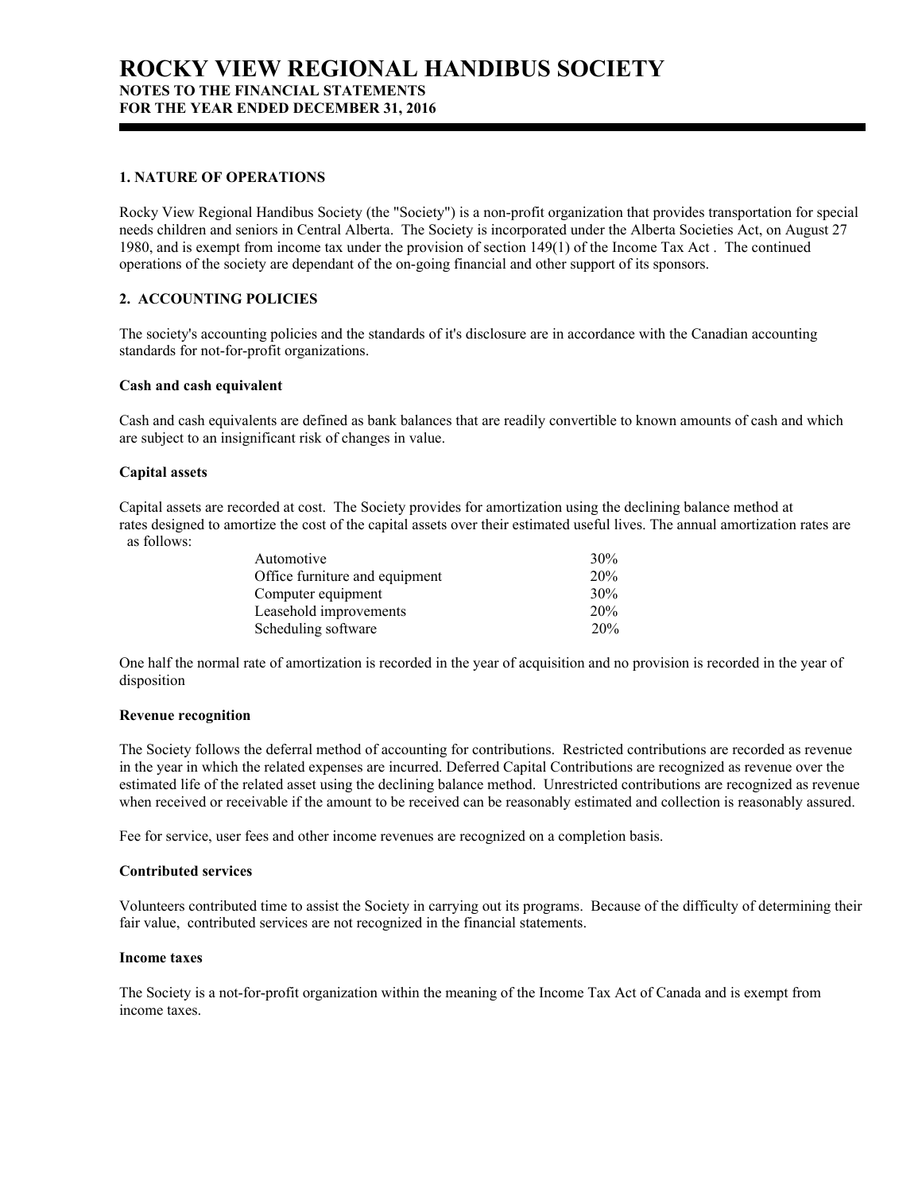# ROCKY VIEW REGIONAL HANDIBUS SOCIETY

**NOTES TO THE FINANCIAL STATEMENTS**
**FOR THE YEAR ENDED DECEMBER 31, 2016**

## 1. NATURE OF OPERATIONS

Rocky View Regional Handibus Society (the "Society") is a non-profit organization that provides transportation for special needs children and seniors in Central Alberta. The Society is incorporated under the Alberta Societies Act, on August 27 1980, and is exempt from income tax under the provision of section 149(1) of the Income Tax Act . The continued operations of the society are dependant of the on-going financial and other support of its sponsors.

## 2. ACCOUNTING POLICIES

The society's accounting policies and the standards of it's disclosure are in accordance with the Canadian accounting standards for not-for-profit organizations.

### Cash and cash equivalent

Cash and cash equivalents are defined as bank balances that are readily convertible to known amounts of cash and which are subject to an insignificant risk of changes in value.

### Capital assets

Capital assets are recorded at cost. The Society provides for amortization using the declining balance method at rates designed to amortize the cost of the capital assets over their estimated useful lives. The annual amortization rates are as follows:

| | |
|---|---|
| Automotive | 30% |
| Office furniture and equipment | 20% |
| Computer equipment | 30% |
| Leasehold improvements | 20% |
| Scheduling software | 20% |

One half the normal rate of amortization is recorded in the year of acquisition and no provision is recorded in the year of disposition

### Revenue recognition

The Society follows the deferral method of accounting for contributions. Restricted contributions are recorded as revenue in the year in which the related expenses are incurred. Deferred Capital Contributions are recognized as revenue over the estimated life of the related asset using the declining balance method. Unrestricted contributions are recognized as revenue when received or receivable if the amount to be received can be reasonably estimated and collection is reasonably assured.

Fee for service, user fees and other income revenues are recognized on a completion basis.

### Contributed services

Volunteers contributed time to assist the Society in carrying out its programs. Because of the difficulty of determining their fair value, contributed services are not recognized in the financial statements.

### Income taxes

The Society is a not-for-profit organization within the meaning of the Income Tax Act of Canada and is exempt from income taxes.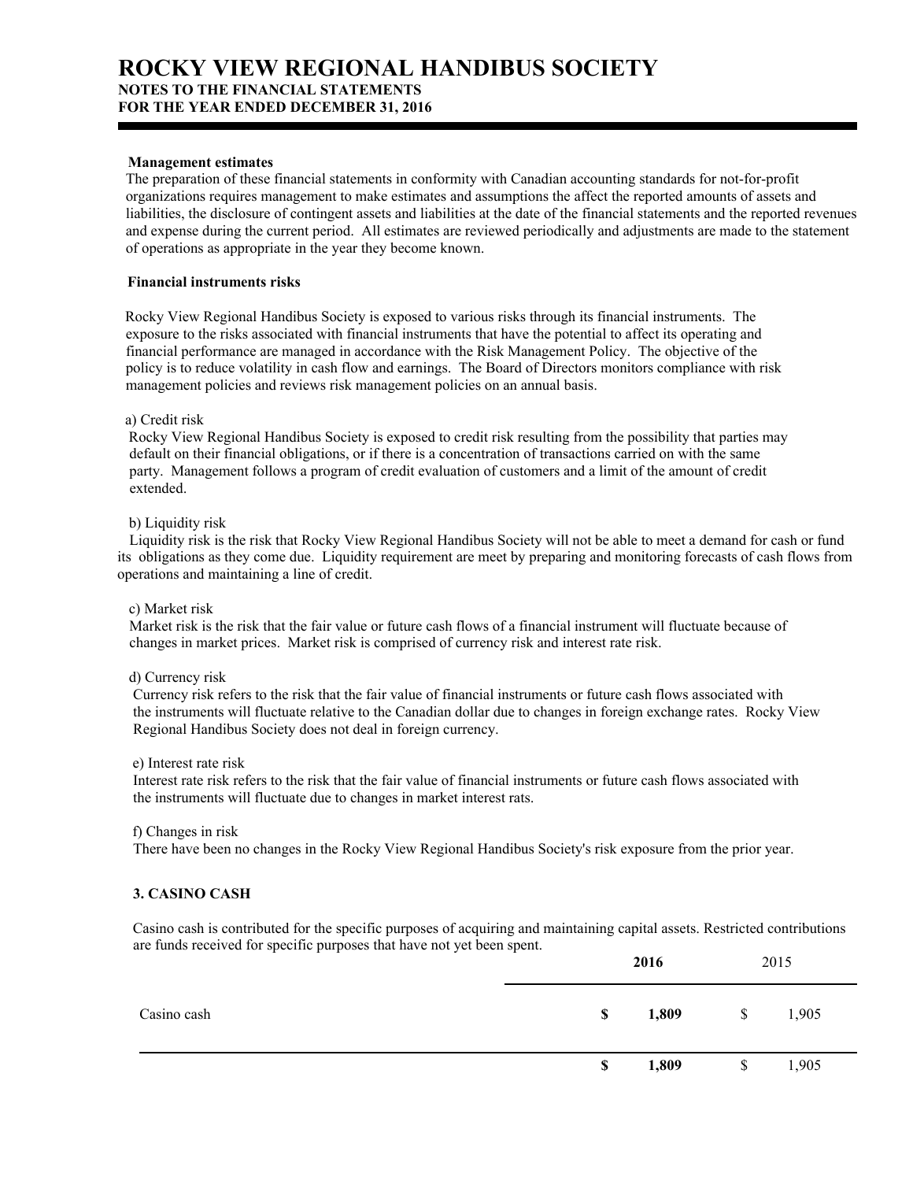**Management estimates**

The preparation of these financial statements in conformity with Canadian accounting standards for not-for-profit organizations requires management to make estimates and assumptions the affect the reported amounts of assets and liabilities, the disclosure of contingent assets and liabilities at the date of the financial statements and the reported revenues and expense during the current period. All estimates are reviewed periodically and adjustments are made to the statement of operations as appropriate in the year they become known.

**Financial instruments risks**

Rocky View Regional Handibus Society is exposed to various risks through its financial instruments. The exposure to the risks associated with financial instruments that have the potential to affect its operating and financial performance are managed in accordance with the Risk Management Policy. The objective of the policy is to reduce volatility in cash flow and earnings. The Board of Directors monitors compliance with risk management policies and reviews risk management policies on an annual basis.

a) Credit risk

Rocky View Regional Handibus Society is exposed to credit risk resulting from the possibility that parties may default on their financial obligations, or if there is a concentration of transactions carried on with the same party. Management follows a program of credit evaluation of customers and a limit of the amount of credit extended.

b) Liquidity risk

Liquidity risk is the risk that Rocky View Regional Handibus Society will not be able to meet a demand for cash or fund its obligations as they come due. Liquidity requirement are meet by preparing and monitoring forecasts of cash flows from operations and maintaining a line of credit.

c) Market risk

Market risk is the risk that the fair value or future cash flows of a financial instrument will fluctuate because of changes in market prices. Market risk is comprised of currency risk and interest rate risk.

d) Currency risk

Currency risk refers to the risk that the fair value of financial instruments or future cash flows associated with the instruments will fluctuate relative to the Canadian dollar due to changes in foreign exchange rates. Rocky View Regional Handibus Society does not deal in foreign currency.

e) Interest rate risk

Interest rate risk refers to the risk that the fair value of financial instruments or future cash flows associated with the instruments will fluctuate due to changes in market interest rats.

f) Changes in risk

There have been no changes in the Rocky View Regional Handibus Society's risk exposure from the prior year.

**3. CASINO CASH**

Casino cash is contributed for the specific purposes of acquiring and maintaining capital assets. Restricted contributions are funds received for specific purposes that have not yet been spent.

| | **2016** | 2015 |
|---|---|---|
| Casino cash | **$ 1,809** | $ 1,905 |
| | **$ 1,809** | $ 1,905 |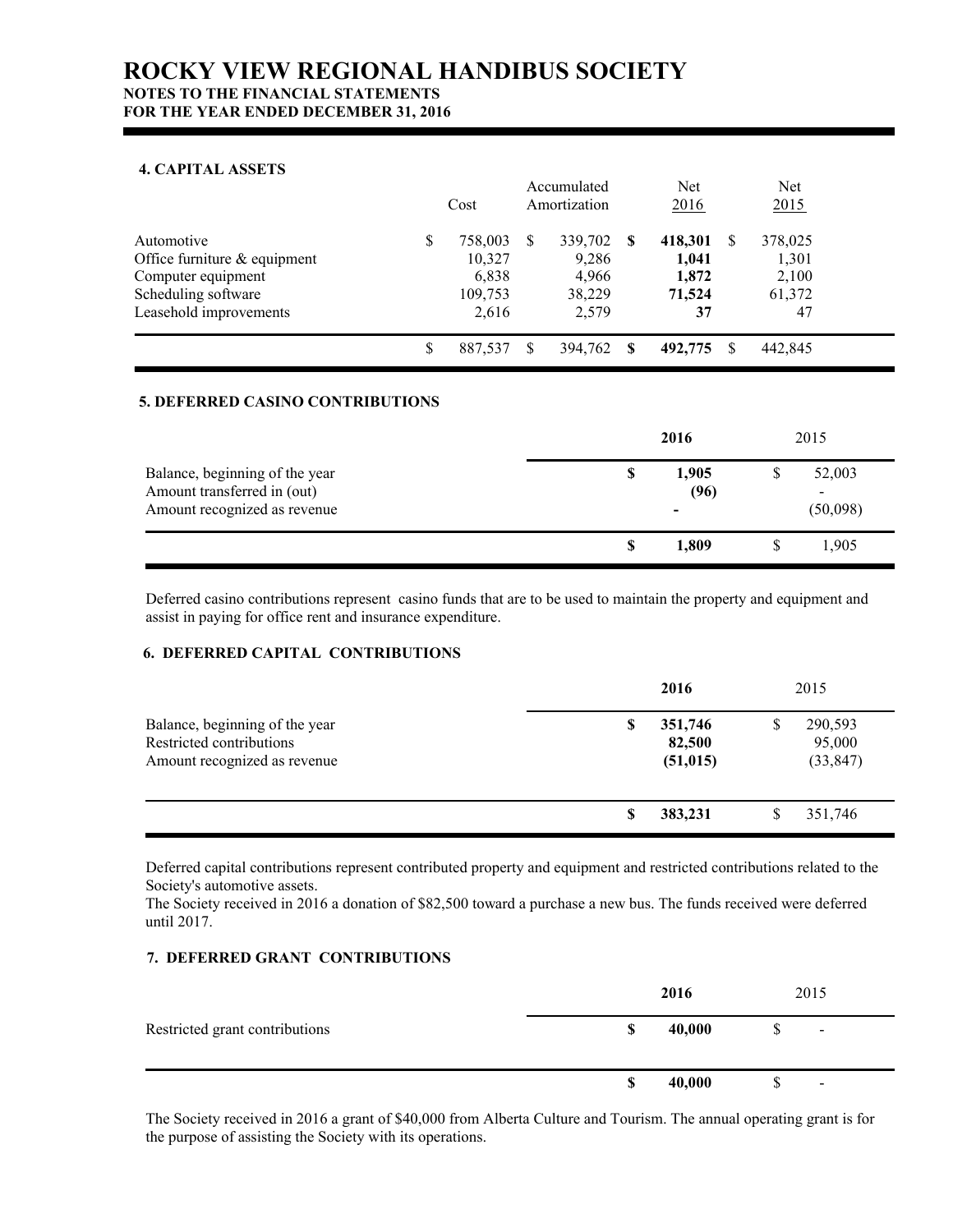# ROCKY VIEW REGIONAL HANDIBUS SOCIETY

### NOTES TO THE FINANCIAL STATEMENTS
### FOR THE YEAR ENDED DECEMBER 31, 2016

#### 4. CAPITAL ASSETS

| | Cost | Accumulated Amortization | Net 2016 | Net 2015 |
|---|---|---|---|---|
| Automotive | $ 758,003 | $ 339,702 | **$ 418,301** | $ 378,025 |
| Office furniture & equipment | 10,327 | 9,286 | **1,041** | 1,301 |
| Computer equipment | 6,838 | 4,966 | **1,872** | 2,100 |
| Scheduling software | 109,753 | 38,229 | **71,524** | 61,372 |
| Leasehold improvements | 2,616 | 2,579 | **37** | 47 |
| | $ 887,537 | $ 394,762 | **$ 492,775** | $ 442,845 |

#### 5. DEFERRED CASINO CONTRIBUTIONS

| | **2016** | 2015 |
|---|---|---|
| Balance, beginning of the year | **$ 1,905** | $ 52,003 |
| Amount transferred in (out) | **(96)** | - |
| Amount recognized as revenue | **-** | (50,098) |
| | **$ 1,809** | $ 1,905 |

Deferred casino contributions represent casino funds that are to be used to maintain the property and equipment and assist in paying for office rent and insurance expenditure.

#### 6. DEFERRED CAPITAL CONTRIBUTIONS

| | **2016** | 2015 |
|---|---|---|
| Balance, beginning of the year | **$ 351,746** | $ 290,593 |
| Restricted contributions | **82,500** | 95,000 |
| Amount recognized as revenue | **(51,015)** | (33,847) |
| | **$ 383,231** | $ 351,746 |

Deferred capital contributions represent contributed property and equipment and restricted contributions related to the Society's automotive assets.
The Society received in 2016 a donation of $82,500 toward a purchase a new bus. The funds received were deferred until 2017.

#### 7. DEFERRED GRANT CONTRIBUTIONS

| | **2016** | 2015 |
|---|---|---|
| Restricted grant contributions | **$ 40,000** | $ - |
| | **$ 40,000** | $ - |

The Society received in 2016 a grant of $40,000 from Alberta Culture and Tourism. The annual operating grant is for the purpose of assisting the Society with its operations.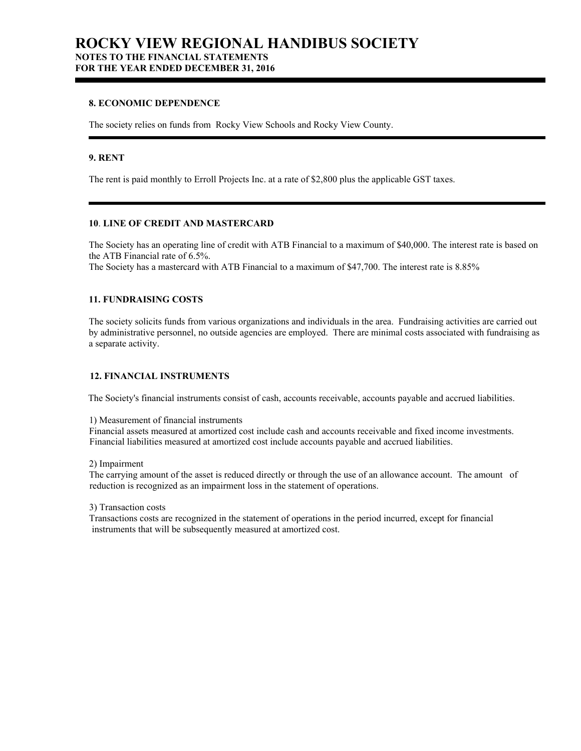# ROCKY VIEW REGIONAL HANDIBUS SOCIETY

**NOTES TO THE FINANCIAL STATEMENTS**
**FOR THE YEAR ENDED DECEMBER 31, 2016**

### 8. ECONOMIC DEPENDENCE

The society relies on funds from Rocky View Schools and Rocky View County.

### 9. RENT

The rent is paid monthly to Erroll Projects Inc. at a rate of $2,800 plus the applicable GST taxes.

### 10. LINE OF CREDIT AND MASTERCARD

The Society has an operating line of credit with ATB Financial to a maximum of $40,000. The interest rate is based on the ATB Financial rate of 6.5%.
The Society has a mastercard with ATB Financial to a maximum of $47,700. The interest rate is 8.85%

### 11. FUNDRAISING COSTS

The society solicits funds from various organizations and individuals in the area. Fundraising activities are carried out by administrative personnel, no outside agencies are employed. There are minimal costs associated with fundraising as a separate activity.

### 12. FINANCIAL INSTRUMENTS

The Society's financial instruments consist of cash, accounts receivable, accounts payable and accrued liabilities.

1) Measurement of financial instruments
Financial assets measured at amortized cost include cash and accounts receivable and fixed income investments.
Financial liabilities measured at amortized cost include accounts payable and accrued liabilities.

2) Impairment
The carrying amount of the asset is reduced directly or through the use of an allowance account. The amount of reduction is recognized as an impairment loss in the statement of operations.

3) Transaction costs
Transactions costs are recognized in the statement of operations in the period incurred, except for financial instruments that will be subsequently measured at amortized cost.